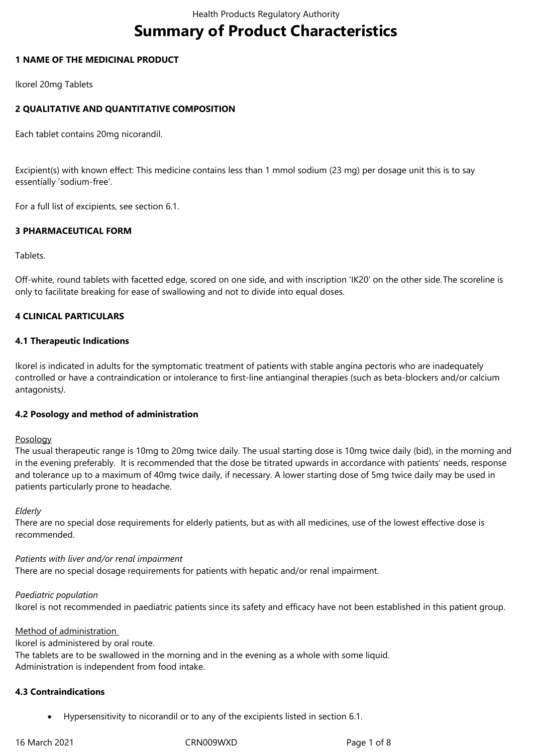# Summary of Product Characteristics

## 1 NAME OF THE MEDICINAL PRODUCT

Ikorel 20mg Tablets

## 2 QUALITATIVE AND QUANTITATIVE COMPOSITION

Each tablet contains 20mg nicorandil.

Excipient(s) with known effect: This medicine contains less than 1 mmol sodium (23 mg) per dosage unit this is to say essentially 'sodium-free'.

For a full list of excipients, see section 6.1.

## 3 PHARMACEUTICAL FORM

Tablets.

Off-white, round tablets with facetted edge, scored on one side, and with inscription 'IK20' on the other side. The scoreline is only to facilitate breaking for ease of swallowing and not to divide into equal doses.

## 4 CLINICAL PARTICULARS

### 4.1 Therapeutic Indications

Ikorel is indicated in adults for the symptomatic treatment of patients with stable angina pectoris who are inadequately controlled or have a contraindication or intolerance to first-line antianginal therapies (such as beta-blockers and/or calcium antagonists*)*.

### 4.2 Posology and method of administration

<u>Posology</u>
The usual therapeutic range is 10mg to 20mg twice daily. The usual starting dose is 10mg twice daily (bid), in the morning and in the evening preferably. It is recommended that the dose be titrated upwards in accordance with patients' needs, response and tolerance up to a maximum of 40mg twice daily, if necessary. A lower starting dose of 5mg twice daily may be used in patients particularly prone to headache.

*Elderly*
There are no special dose requirements for elderly patients, but as with all medicines, use of the lowest effective dose is recommended.

*Patients with liver and/or renal impairment*
There are no special dosage requirements for patients with hepatic and/or renal impairment.

*Paediatric population*
Ikorel is not recommended in paediatric patients since its safety and efficacy have not been established in this patient group.

<u>Method of administration</u>
Ikorel is administered by oral route.
The tablets are to be swallowed in the morning and in the evening as a whole with some liquid.
Administration is independent from food intake.

### 4.3 Contraindications

- Hypersensitivity to nicorandil or to any of the excipients listed in section 6.1.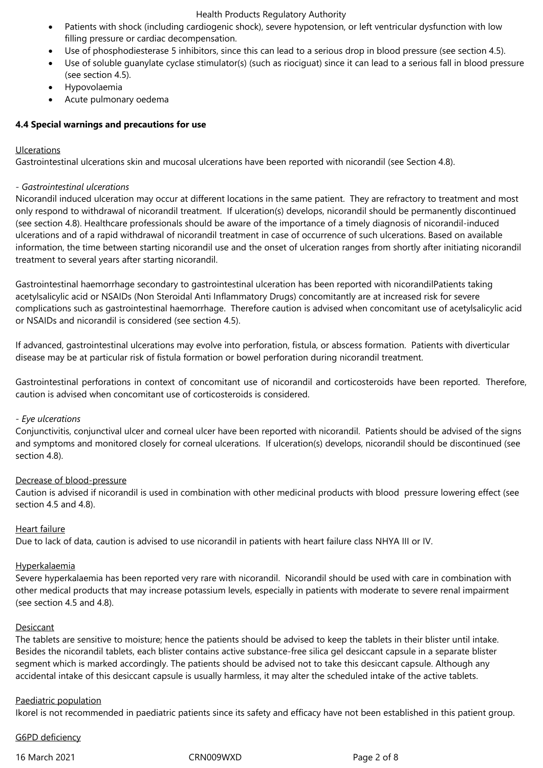- Patients with shock (including cardiogenic shock), severe hypotension, or left ventricular dysfunction with low filling pressure or cardiac decompensation.
- Use of phosphodiesterase 5 inhibitors, since this can lead to a serious drop in blood pressure (see section 4.5).
- Use of soluble guanylate cyclase stimulator(s) (such as riociguat) since it can lead to a serious fall in blood pressure (see section 4.5).
- Hypovolaemia
- Acute pulmonary oedema

**4.4 Special warnings and precautions for use**

Ulcerations

Gastrointestinal ulcerations skin and mucosal ulcerations have been reported with nicorandil (see Section 4.8).

- *Gastrointestinal ulcerations*

Nicorandil induced ulceration may occur at different locations in the same patient. They are refractory to treatment and most only respond to withdrawal of nicorandil treatment. If ulceration(s) develops, nicorandil should be permanently discontinued (see section 4.8). Healthcare professionals should be aware of the importance of a timely diagnosis of nicorandil-induced ulcerations and of a rapid withdrawal of nicorandil treatment in case of occurrence of such ulcerations. Based on available information, the time between starting nicorandil use and the onset of ulceration ranges from shortly after initiating nicorandil treatment to several years after starting nicorandil.

Gastrointestinal haemorrhage secondary to gastrointestinal ulceration has been reported with nicorandilPatients taking acetylsalicylic acid or NSAIDs (Non Steroidal Anti Inflammatory Drugs) concomitantly are at increased risk for severe complications such as gastrointestinal haemorrhage. Therefore caution is advised when concomitant use of acetylsalicylic acid or NSAIDs and nicorandil is considered (see section 4.5).

If advanced, gastrointestinal ulcerations may evolve into perforation, fistula, or abscess formation. Patients with diverticular disease may be at particular risk of fistula formation or bowel perforation during nicorandil treatment.

Gastrointestinal perforations in context of concomitant use of nicorandil and corticosteroids have been reported. Therefore, caution is advised when concomitant use of corticosteroids is considered.

- *Eye ulcerations*

Conjunctivitis, conjunctival ulcer and corneal ulcer have been reported with nicorandil. Patients should be advised of the signs and symptoms and monitored closely for corneal ulcerations. If ulceration(s) develops, nicorandil should be discontinued (see section 4.8).

Decrease of blood-pressure

Caution is advised if nicorandil is used in combination with other medicinal products with blood pressure lowering effect (see section 4.5 and 4.8).

Heart failure

Due to lack of data, caution is advised to use nicorandil in patients with heart failure class NHYA III or IV.

Hyperkalaemia

Severe hyperkalaemia has been reported very rare with nicorandil. Nicorandil should be used with care in combination with other medical products that may increase potassium levels, especially in patients with moderate to severe renal impairment (see section 4.5 and 4.8).

Desiccant

The tablets are sensitive to moisture; hence the patients should be advised to keep the tablets in their blister until intake. Besides the nicorandil tablets, each blister contains active substance-free silica gel desiccant capsule in a separate blister segment which is marked accordingly. The patients should be advised not to take this desiccant capsule. Although any accidental intake of this desiccant capsule is usually harmless, it may alter the scheduled intake of the active tablets.

Paediatric population

Ikorel is not recommended in paediatric patients since its safety and efficacy have not been established in this patient group.

G6PD deficiency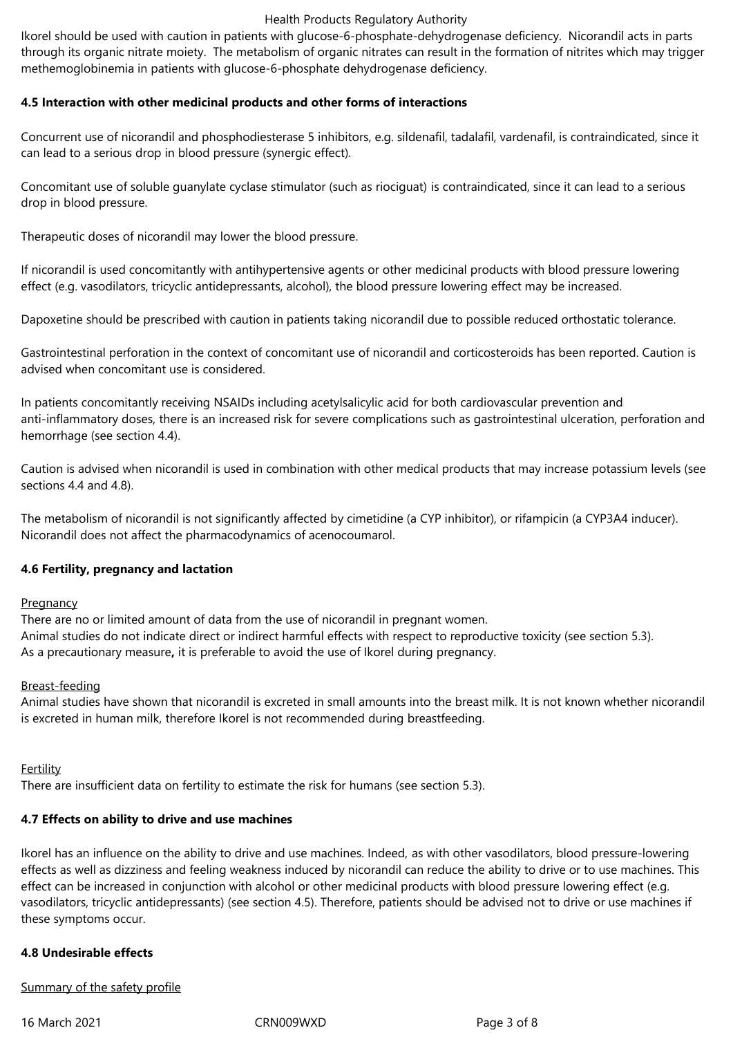Ikorel should be used with caution in patients with glucose-6-phosphate-dehydrogenase deficiency. Nicorandil acts in parts through its organic nitrate moiety. The metabolism of organic nitrates can result in the formation of nitrites which may trigger methemoglobinemia in patients with glucose-6-phosphate dehydrogenase deficiency.

### 4.5 Interaction with other medicinal products and other forms of interactions

Concurrent use of nicorandil and phosphodiesterase 5 inhibitors, e.g. sildenafil, tadalafil, vardenafil, is contraindicated, since it can lead to a serious drop in blood pressure (synergic effect).

Concomitant use of soluble guanylate cyclase stimulator (such as riociguat) is contraindicated, since it can lead to a serious drop in blood pressure.

Therapeutic doses of nicorandil may lower the blood pressure.

If nicorandil is used concomitantly with antihypertensive agents or other medicinal products with blood pressure lowering effect (e.g. vasodilators, tricyclic antidepressants, alcohol), the blood pressure lowering effect may be increased.

Dapoxetine should be prescribed with caution in patients taking nicorandil due to possible reduced orthostatic tolerance.

Gastrointestinal perforation in the context of concomitant use of nicorandil and corticosteroids has been reported. Caution is advised when concomitant use is considered.

In patients concomitantly receiving NSAIDs including acetylsalicylic acid for both cardiovascular prevention and anti-inflammatory doses, there is an increased risk for severe complications such as gastrointestinal ulceration, perforation and hemorrhage (see section 4.4).

Caution is advised when nicorandil is used in combination with other medical products that may increase potassium levels (see sections 4.4 and 4.8).

The metabolism of nicorandil is not significantly affected by cimetidine (a CYP inhibitor), or rifampicin (a CYP3A4 inducer). Nicorandil does not affect the pharmacodynamics of acenocoumarol.

### 4.6 Fertility, pregnancy and lactation

Pregnancy

There are no or limited amount of data from the use of nicorandil in pregnant women.
Animal studies do not indicate direct or indirect harmful effects with respect to reproductive toxicity (see section 5.3).
As a precautionary measure**,** it is preferable to avoid the use of Ikorel during pregnancy.

Breast-feeding

Animal studies have shown that nicorandil is excreted in small amounts into the breast milk. It is not known whether nicorandil is excreted in human milk, therefore Ikorel is not recommended during breastfeeding.

Fertility

There are insufficient data on fertility to estimate the risk for humans (see section 5.3).

### 4.7 Effects on ability to drive and use machines

Ikorel has an influence on the ability to drive and use machines. Indeed, as with other vasodilators, blood pressure-lowering effects as well as dizziness and feeling weakness induced by nicorandil can reduce the ability to drive or to use machines. This effect can be increased in conjunction with alcohol or other medicinal products with blood pressure lowering effect (e.g. vasodilators, tricyclic antidepressants) (see section 4.5). Therefore, patients should be advised not to drive or use machines if these symptoms occur.

### 4.8 Undesirable effects

Summary of the safety profile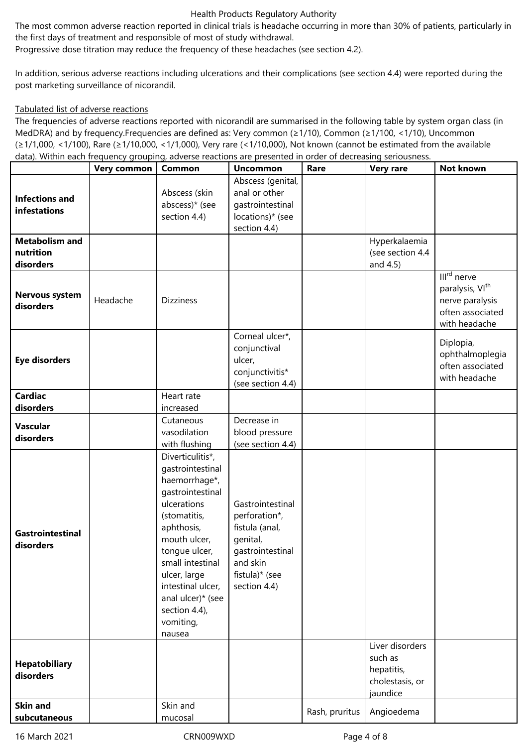The most common adverse reaction reported in clinical trials is headache occurring in more than 30% of patients, particularly in the first days of treatment and responsible of most of study withdrawal.
Progressive dose titration may reduce the frequency of these headaches (see section 4.2).

In addition, serious adverse reactions including ulcerations and their complications (see section 4.4) were reported during the post marketing surveillance of nicorandil.

Tabulated list of adverse reactions

The frequencies of adverse reactions reported with nicorandil are summarised in the following table by system organ class (in MedDRA) and by frequency.Frequencies are defined as: Very common (≥1/10), Common (≥1/100, <1/10), Uncommon (≥1/1,000, <1/100), Rare (≥1/10,000, <1/1,000), Very rare (<1/10,000), Not known (cannot be estimated from the available data). Within each frequency grouping, adverse reactions are presented in order of decreasing seriousness.

| | Very common | Common | Uncommon | Rare | Very rare | Not known |
|---|---|---|---|---|---|---|
| **Infections and infestations** | | Abscess (skin abscess)* (see section 4.4) | Abscess (genital, anal or other gastrointestinal locations)* (see section 4.4) | | | |
| **Metabolism and nutrition disorders** | | | | | Hyperkalaemia (see section 4.4 and 4.5) | |
| **Nervous system disorders** | Headache | Dizziness | | | | III[rd] nerve paralysis, VI[th] nerve paralysis often associated with headache |
| **Eye disorders** | | | Corneal ulcer*, conjunctival ulcer, conjunctivitis* (see section 4.4) | | | Diplopia, ophthalmoplegia often associated with headache |
| **Cardiac disorders** | | Heart rate increased | | | | |
| **Vascular disorders** | | Cutaneous vasodilation with flushing | Decrease in blood pressure (see section 4.4) | | | |
| **Gastrointestinal disorders** | | Diverticulitis*, gastrointestinal haemorrhage*, gastrointestinal ulcerations (stomatitis, aphthosis, mouth ulcer, tongue ulcer, small intestinal ulcer, large intestinal ulcer, anal ulcer)* (see section 4.4), vomiting, nausea | Gastrointestinal perforation*, fistula (anal, genital, gastrointestinal and skin fistula)* (see section 4.4) | | | |
| **Hepatobiliary disorders** | | | | | Liver disorders such as hepatitis, cholestasis, or jaundice | |
| **Skin and subcutaneous** | | Skin and mucosal | | Rash, pruritus | Angioedema | |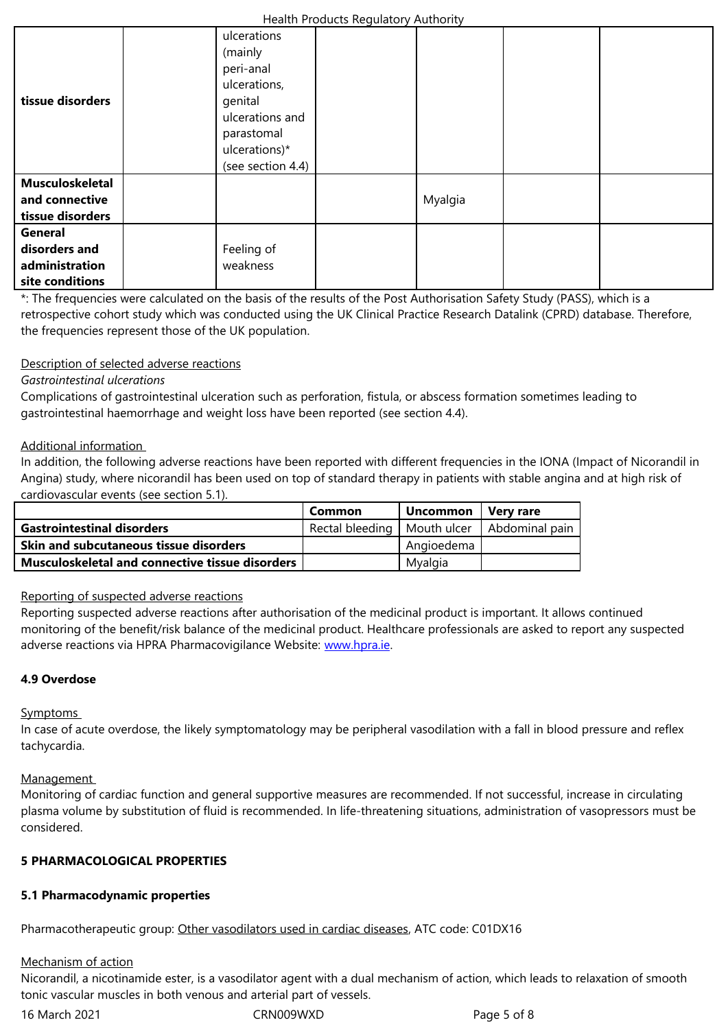| | | | | | | |
|---|---|---|---|---|---|---|
| **tissue disorders** | | ulcerations (mainly peri-anal ulcerations, genital ulcerations and parastomal ulcerations)* (see section 4.4) | | | | |
| **Musculoskeletal and connective tissue disorders** | | | | Myalgia | | |
| **General disorders and administration site conditions** | | Feeling of weakness | | | | |

*: The frequencies were calculated on the basis of the results of the Post Authorisation Safety Study (PASS), which is a retrospective cohort study which was conducted using the UK Clinical Practice Research Datalink (CPRD) database. Therefore, the frequencies represent those of the UK population.

Description of selected adverse reactions

*Gastrointestinal ulcerations*

Complications of gastrointestinal ulceration such as perforation, fistula, or abscess formation sometimes leading to gastrointestinal haemorrhage and weight loss have been reported (see section 4.4).

Additional information

In addition, the following adverse reactions have been reported with different frequencies in the IONA (Impact of Nicorandil in Angina) study, where nicorandil has been used on top of standard therapy in patients with stable angina and at high risk of cardiovascular events (see section 5.1).

| | **Common** | **Uncommon** | **Very rare** |
|---|---|---|---|
| **Gastrointestinal disorders** | Rectal bleeding | Mouth ulcer | Abdominal pain |
| **Skin and subcutaneous tissue disorders** | | Angioedema | |
| **Musculoskeletal and connective tissue disorders** | | Myalgia | |

Reporting of suspected adverse reactions

Reporting suspected adverse reactions after authorisation of the medicinal product is important. It allows continued monitoring of the benefit/risk balance of the medicinal product. Healthcare professionals are asked to report any suspected adverse reactions via HPRA Pharmacovigilance Website: www.hpra.ie.

**4.9 Overdose**

Symptoms

In case of acute overdose, the likely symptomatology may be peripheral vasodilation with a fall in blood pressure and reflex tachycardia.

Management

Monitoring of cardiac function and general supportive measures are recommended. If not successful, increase in circulating plasma volume by substitution of fluid is recommended. In life-threatening situations, administration of vasopressors must be considered.

**5 PHARMACOLOGICAL PROPERTIES**

**5.1 Pharmacodynamic properties**

Pharmacotherapeutic group: Other vasodilators used in cardiac diseases, ATC code: C01DX16

Mechanism of action

Nicorandil, a nicotinamide ester, is a vasodilator agent with a dual mechanism of action, which leads to relaxation of smooth tonic vascular muscles in both venous and arterial part of vessels.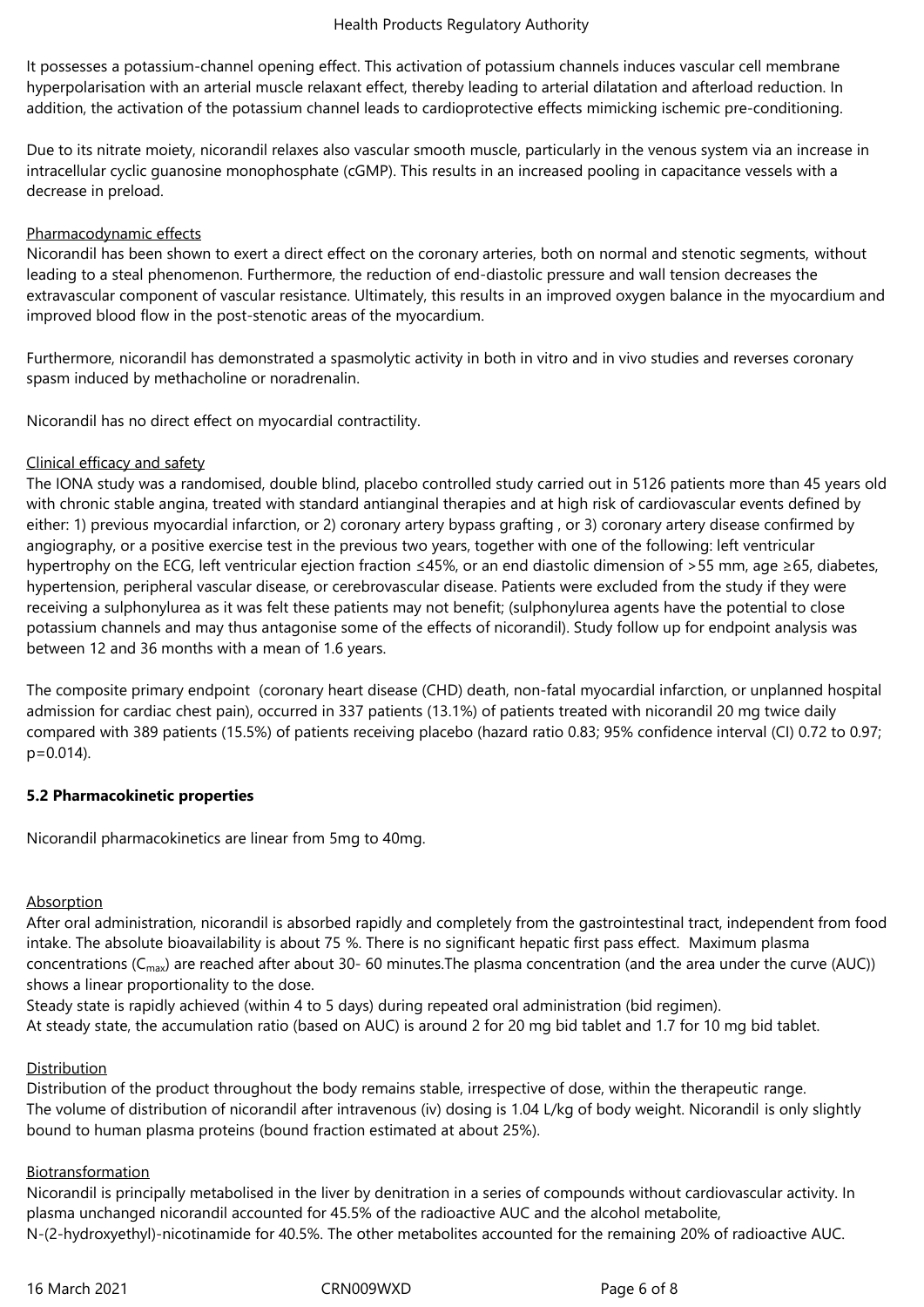It possesses a potassium-channel opening effect. This activation of potassium channels induces vascular cell membrane hyperpolarisation with an arterial muscle relaxant effect, thereby leading to arterial dilatation and afterload reduction. In addition, the activation of the potassium channel leads to cardioprotective effects mimicking ischemic pre-conditioning.

Due to its nitrate moiety, nicorandil relaxes also vascular smooth muscle, particularly in the venous system via an increase in intracellular cyclic guanosine monophosphate (cGMP). This results in an increased pooling in capacitance vessels with a decrease in preload.

Pharmacodynamic effects

Nicorandil has been shown to exert a direct effect on the coronary arteries, both on normal and stenotic segments, without leading to a steal phenomenon. Furthermore, the reduction of end-diastolic pressure and wall tension decreases the extravascular component of vascular resistance. Ultimately, this results in an improved oxygen balance in the myocardium and improved blood flow in the post-stenotic areas of the myocardium.

Furthermore, nicorandil has demonstrated a spasmolytic activity in both in vitro and in vivo studies and reverses coronary spasm induced by methacholine or noradrenalin.

Nicorandil has no direct effect on myocardial contractility.

Clinical efficacy and safety

The IONA study was a randomised, double blind, placebo controlled study carried out in 5126 patients more than 45 years old with chronic stable angina, treated with standard antianginal therapies and at high risk of cardiovascular events defined by either: 1) previous myocardial infarction, or 2) coronary artery bypass grafting , or 3) coronary artery disease confirmed by angiography, or a positive exercise test in the previous two years, together with one of the following: left ventricular hypertrophy on the ECG, left ventricular ejection fraction ≤45%, or an end diastolic dimension of >55 mm, age ≥65, diabetes, hypertension, peripheral vascular disease, or cerebrovascular disease. Patients were excluded from the study if they were receiving a sulphonylurea as it was felt these patients may not benefit; (sulphonylurea agents have the potential to close potassium channels and may thus antagonise some of the effects of nicorandil). Study follow up for endpoint analysis was between 12 and 36 months with a mean of 1.6 years.

The composite primary endpoint (coronary heart disease (CHD) death, non-fatal myocardial infarction, or unplanned hospital admission for cardiac chest pain), occurred in 337 patients (13.1%) of patients treated with nicorandil 20 mg twice daily compared with 389 patients (15.5%) of patients receiving placebo (hazard ratio 0.83; 95% confidence interval (CI) 0.72 to 0.97; p=0.014).

**5.2 Pharmacokinetic properties**

Nicorandil pharmacokinetics are linear from 5mg to 40mg.

Absorption

After oral administration, nicorandil is absorbed rapidly and completely from the gastrointestinal tract, independent from food intake. The absolute bioavailability is about 75 %. There is no significant hepatic first pass effect. Maximum plasma concentrations ($C_{max}$) are reached after about 30- 60 minutes.The plasma concentration (and the area under the curve (AUC)) shows a linear proportionality to the dose.
Steady state is rapidly achieved (within 4 to 5 days) during repeated oral administration (bid regimen).
At steady state, the accumulation ratio (based on AUC) is around 2 for 20 mg bid tablet and 1.7 for 10 mg bid tablet.

Distribution

Distribution of the product throughout the body remains stable, irrespective of dose, within the therapeutic range.
The volume of distribution of nicorandil after intravenous (iv) dosing is 1.04 L/kg of body weight. Nicorandil is only slightly bound to human plasma proteins (bound fraction estimated at about 25%).

Biotransformation

Nicorandil is principally metabolised in the liver by denitration in a series of compounds without cardiovascular activity. In plasma unchanged nicorandil accounted for 45.5% of the radioactive AUC and the alcohol metabolite, N-(2-hydroxyethyl)-nicotinamide for 40.5%. The other metabolites accounted for the remaining 20% of radioactive AUC.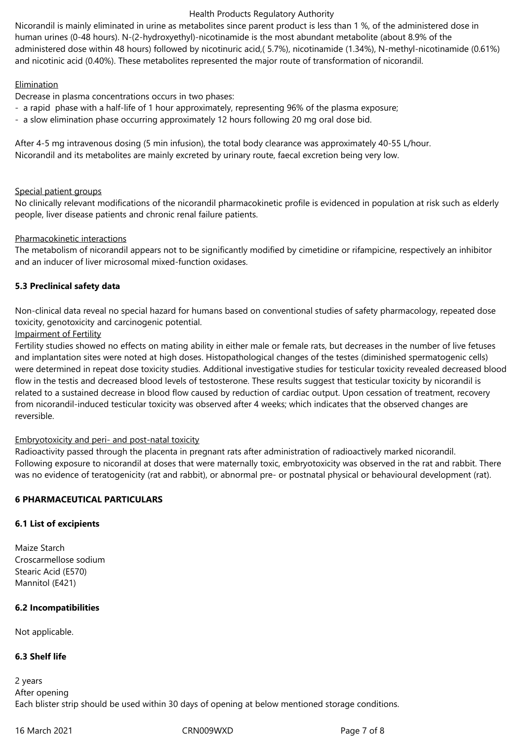Nicorandil is mainly eliminated in urine as metabolites since parent product is less than 1 %, of the administered dose in human urines (0-48 hours). N-(2-hydroxyethyl)-nicotinamide is the most abundant metabolite (about 8.9% of the administered dose within 48 hours) followed by nicotinuric acid,( 5.7%), nicotinamide (1.34%), N-methyl-nicotinamide (0.61%) and nicotinic acid (0.40%). These metabolites represented the major route of transformation of nicorandil.

Elimination

Decrease in plasma concentrations occurs in two phases:

- a rapid phase with a half-life of 1 hour approximately, representing 96% of the plasma exposure;
- a slow elimination phase occurring approximately 12 hours following 20 mg oral dose bid.

After 4-5 mg intravenous dosing (5 min infusion), the total body clearance was approximately 40-55 L/hour.
Nicorandil and its metabolites are mainly excreted by urinary route, faecal excretion being very low.

Special patient groups

No clinically relevant modifications of the nicorandil pharmacokinetic profile is evidenced in population at risk such as elderly people, liver disease patients and chronic renal failure patients.

Pharmacokinetic interactions

The metabolism of nicorandil appears not to be significantly modified by cimetidine or rifampicine, respectively an inhibitor and an inducer of liver microsomal mixed-function oxidases.

**5.3 Preclinical safety data**

Non-clinical data reveal no special hazard for humans based on conventional studies of safety pharmacology, repeated dose toxicity, genotoxicity and carcinogenic potential.

Impairment of Fertility

Fertility studies showed no effects on mating ability in either male or female rats, but decreases in the number of live fetuses and implantation sites were noted at high doses. Histopathological changes of the testes (diminished spermatogenic cells) were determined in repeat dose toxicity studies. Additional investigative studies for testicular toxicity revealed decreased blood flow in the testis and decreased blood levels of testosterone. These results suggest that testicular toxicity by nicorandil is related to a sustained decrease in blood flow caused by reduction of cardiac output. Upon cessation of treatment, recovery from nicorandil-induced testicular toxicity was observed after 4 weeks; which indicates that the observed changes are reversible.

Embryotoxicity and peri- and post-natal toxicity

Radioactivity passed through the placenta in pregnant rats after administration of radioactively marked nicorandil.
Following exposure to nicorandil at doses that were maternally toxic, embryotoxicity was observed in the rat and rabbit. There was no evidence of teratogenicity (rat and rabbit), or abnormal pre- or postnatal physical or behavioural development (rat).

**6 PHARMACEUTICAL PARTICULARS**

**6.1 List of excipients**

Maize Starch
Croscarmellose sodium
Stearic Acid (E570)
Mannitol (E421)

**6.2 Incompatibilities**

Not applicable.

**6.3 Shelf life**

2 years
After opening
Each blister strip should be used within 30 days of opening at below mentioned storage conditions.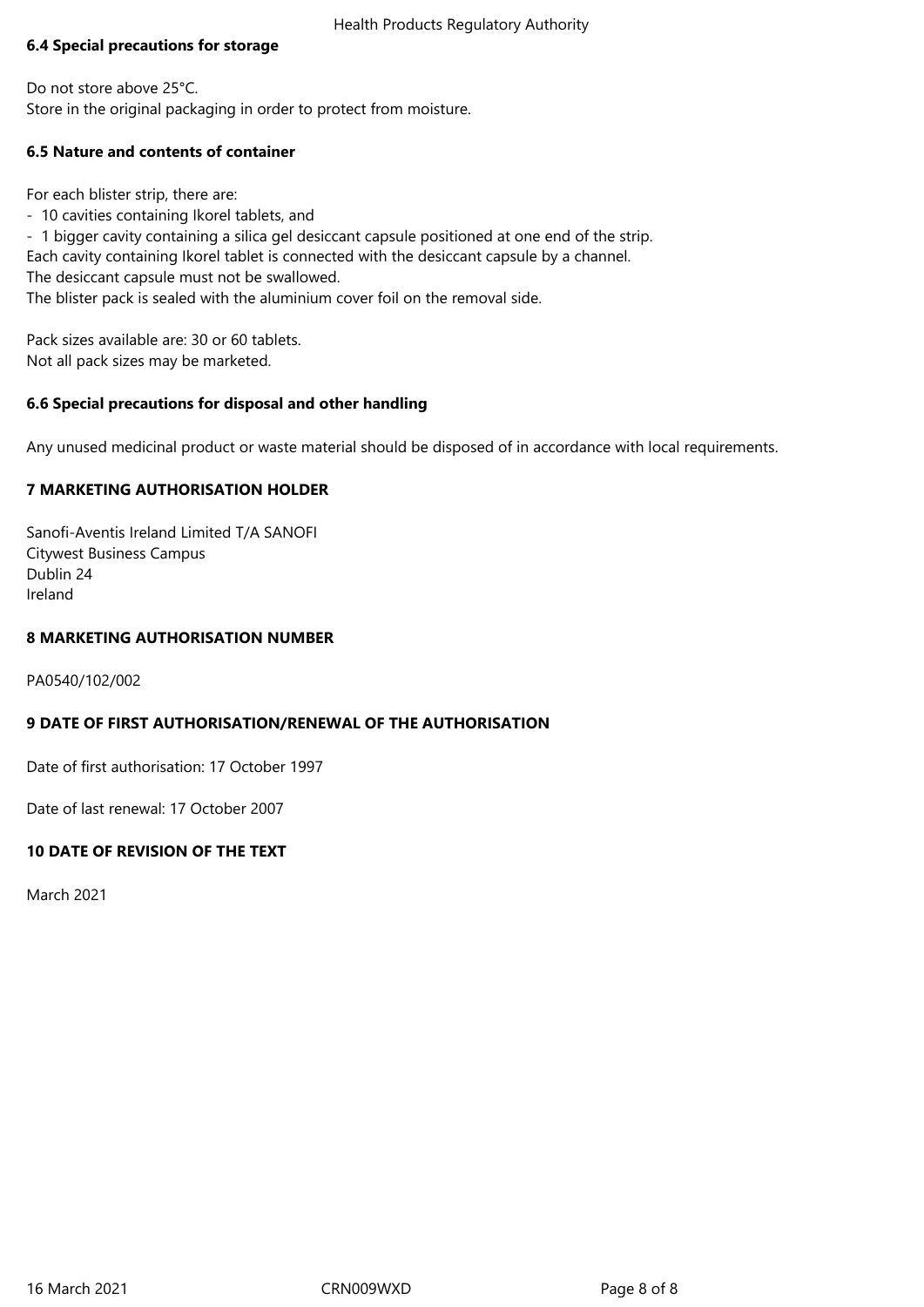### 6.4 Special precautions for storage

Do not store above 25°C.
Store in the original packaging in order to protect from moisture.

### 6.5 Nature and contents of container

For each blister strip, there are:

- 10 cavities containing Ikorel tablets, and
- 1 bigger cavity containing a silica gel desiccant capsule positioned at one end of the strip.

Each cavity containing Ikorel tablet is connected with the desiccant capsule by a channel.
The desiccant capsule must not be swallowed.
The blister pack is sealed with the aluminium cover foil on the removal side.

Pack sizes available are: 30 or 60 tablets.
Not all pack sizes may be marketed.

### 6.6 Special precautions for disposal and other handling

Any unused medicinal product or waste material should be disposed of in accordance with local requirements.

## 7 MARKETING AUTHORISATION HOLDER

Sanofi-Aventis Ireland Limited T/A SANOFI
Citywest Business Campus
Dublin 24
Ireland

## 8 MARKETING AUTHORISATION NUMBER

PA0540/102/002

## 9 DATE OF FIRST AUTHORISATION/RENEWAL OF THE AUTHORISATION

Date of first authorisation: 17 October 1997

Date of last renewal: 17 October 2007

## 10 DATE OF REVISION OF THE TEXT

March 2021